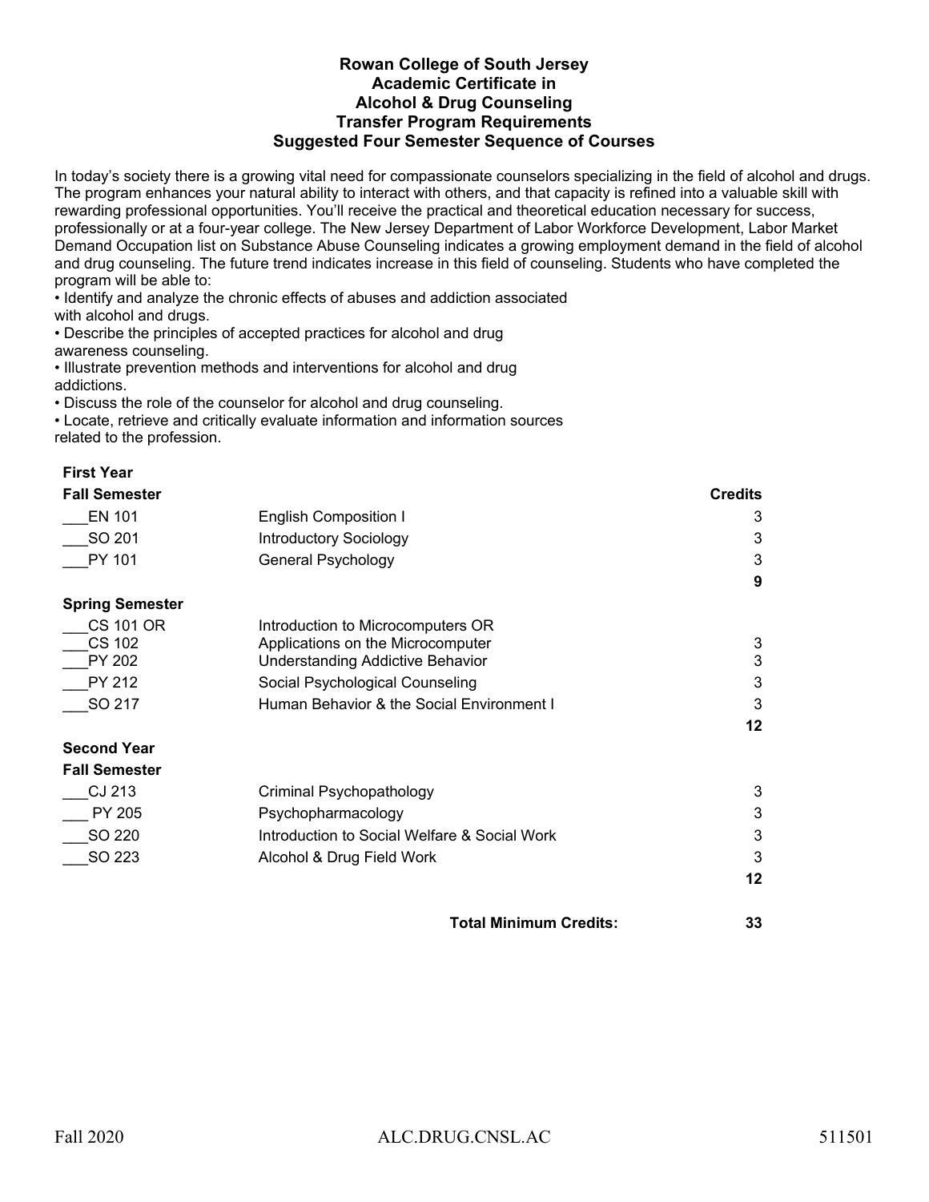# Rowan College of South Jersey
## Academic Certificate in
## Alcohol & Drug Counseling
## Transfer Program Requirements
## Suggested Four Semester Sequence of Courses

In today's society there is a growing vital need for compassionate counselors specializing in the field of alcohol and drugs. The program enhances your natural ability to interact with others, and that capacity is refined into a valuable skill with rewarding professional opportunities. You'll receive the practical and theoretical education necessary for success, professionally or at a four-year college. The New Jersey Department of Labor Workforce Development, Labor Market Demand Occupation list on Substance Abuse Counseling indicates a growing employment demand in the field of alcohol and drug counseling. The future trend indicates increase in this field of counseling. Students who have completed the program will be able to:

- Identify and analyze the chronic effects of abuses and addiction associated with alcohol and drugs.
- Describe the principles of accepted practices for alcohol and drug awareness counseling.
- Illustrate prevention methods and interventions for alcohol and drug addictions.
- Discuss the role of the counselor for alcohol and drug counseling.
- Locate, retrieve and critically evaluate information and information sources related to the profession.

**First Year**

| **Fall Semester** | | **Credits** |
|---|---|---|
| ___EN 101 | English Composition I | 3 |
| ___SO 201 | Introductory Sociology | 3 |
| ___PY 101 | General Psychology | 3 |
| | | **9** |

| **Spring Semester** | | |
|---|---|---|
| ___CS 101 OR<br>___CS 102 | Introduction to Microcomputers OR<br>Applications on the Microcomputer | 3 |
| ___PY 202 | Understanding Addictive Behavior | 3 |
| ___PY 212 | Social Psychological Counseling | 3 |
| ___SO 217 | Human Behavior & the Social Environment I | 3 |
| | | **12** |

**Second Year**

| **Fall Semester** | | |
|---|---|---|
| ___CJ 213 | Criminal Psychopathology | 3 |
| ___ PY 205 | Psychopharmacology | 3 |
| ___SO 220 | Introduction to Social Welfare & Social Work | 3 |
| ___SO 223 | Alcohol & Drug Field Work | 3 |
| | | **12** |

**Total Minimum Credits: 33**

Fall 2020 ALC.DRUG.CNSL.AC 511501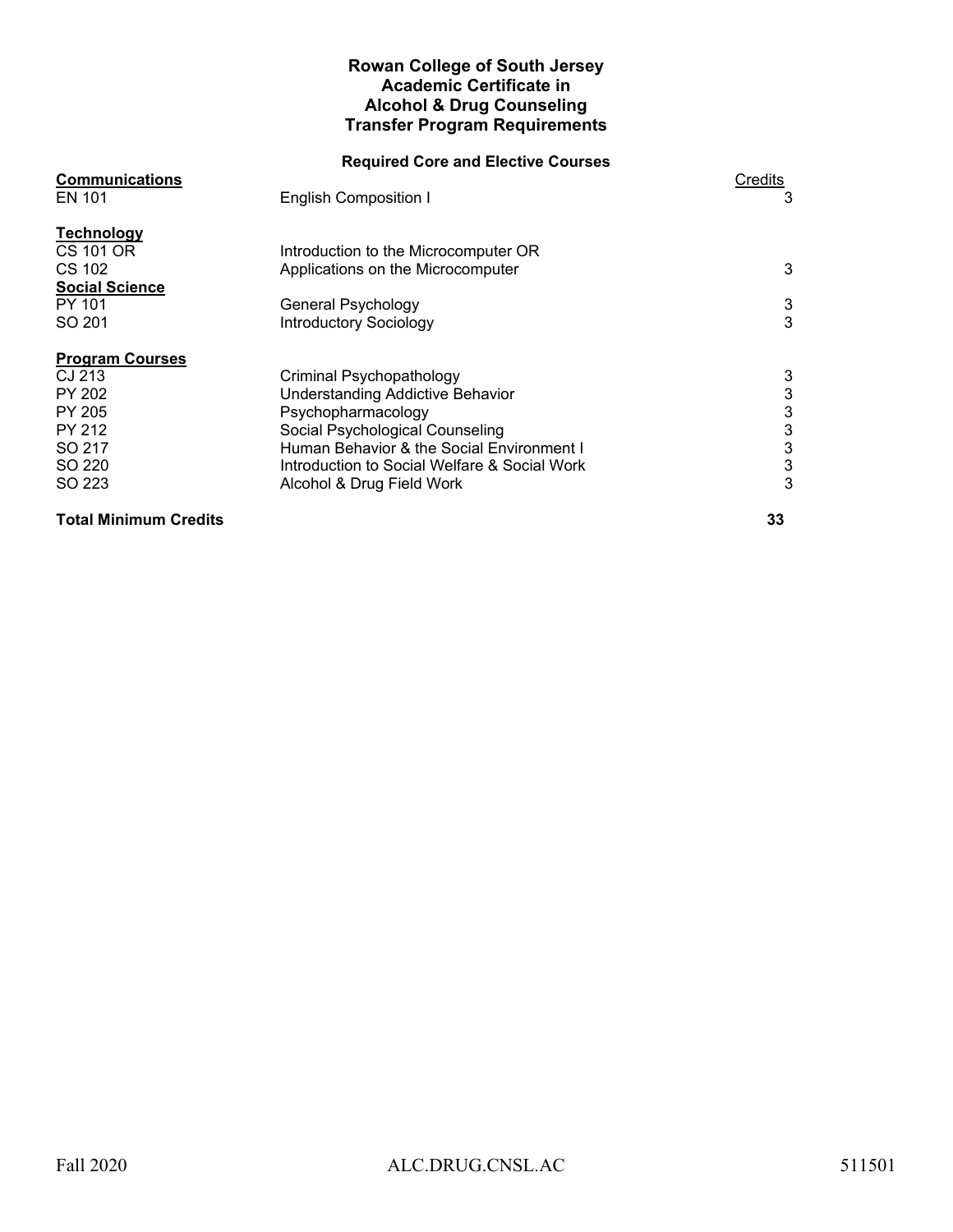# Rowan College of South Jersey
# Academic Certificate in
# Alcohol & Drug Counseling
# Transfer Program Requirements

### Required Core and Elective Courses

| | | Credits |
|---|---|---|
| **Communications** | | |
| EN 101 | English Composition I | 3 |
| **Technology** | | |
| CS 101 OR | Introduction to the Microcomputer OR | |
| CS 102 | Applications on the Microcomputer | 3 |
| **Social Science** | | |
| PY 101 | General Psychology | 3 |
| SO 201 | Introductory Sociology | 3 |
| **Program Courses** | | |
| CJ 213 | Criminal Psychopathology | 3 |
| PY 202 | Understanding Addictive Behavior | 3 |
| PY 205 | Psychopharmacology | 3 |
| PY 212 | Social Psychological Counseling | 3 |
| SO 217 | Human Behavior & the Social Environment I | 3 |
| SO 220 | Introduction to Social Welfare & Social Work | 3 |
| SO 223 | Alcohol & Drug Field Work | 3 |
| **Total Minimum Credits** | | **33** |

Fall 2020 ALC.DRUG.CNSL.AC 511501